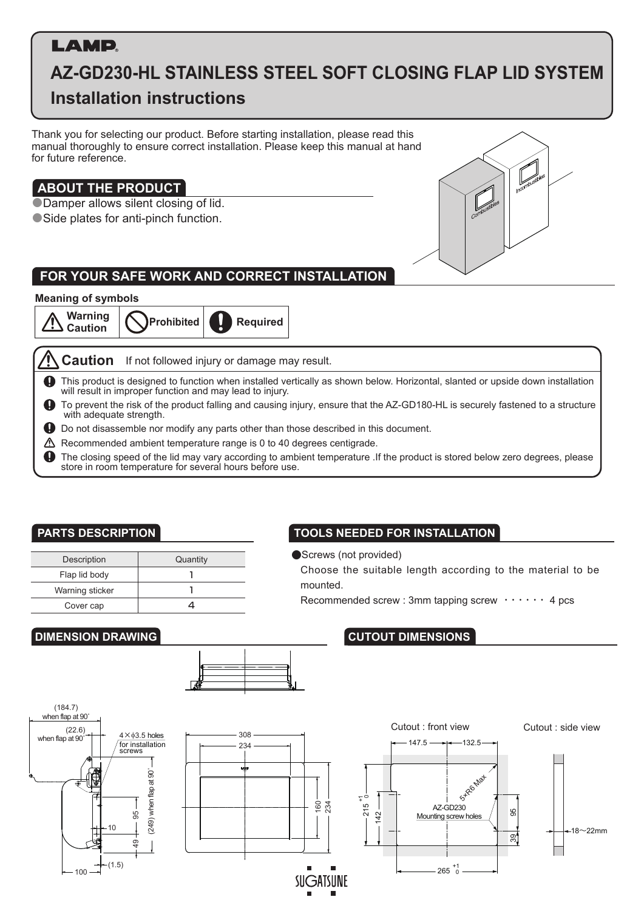LAMP

# AZ-GD230-HL STAINLESS STEEL SOFT CLOSING FLAP LID SYSTEM

## Installation instructions

Thank you for selecting our product. Before starting installation, please read this manual thoroughly to ensure correct installation. Please keep this manual at hand for future reference.

## ABOUT THE PRODUCT

- Damper allows silent closing of lid.
- Side plates for anti-pinch function.

Combustibles

Incombustibles

## FOR YOUR SAFE WORK AND CORRECT INSTALLATION

**Meaning of symbols**

| Warning Caution | Prohibited | Required |
|---|---|---|

### Caution If not followed injury or damage may result.

- This product is designed to function when installed vertically as shown below. Horizontal, slanted or upside down installation will result in improper function and may lead to injury.
- To prevent the risk of the product falling and causing injury, ensure that the AZ-GD180-HL is securely fastened to a structure with adequate strength.
- Do not disassemble nor modify any parts other than those described in this document.
- Recommended ambient temperature range is 0 to 40 degrees centigrade.
- The closing speed of the lid may vary according to ambient temperature .If the product is stored below zero degrees, please store in room temperature for several hours before use.

## PARTS DESCRIPTION

| Description | Quantity |
|---|---|
| Flap lid body | 1 |
| Warning sticker | 1 |
| Cover cap | 4 |

## TOOLS NEEDED FOR INSTALLATION

- Screws (not provided)

Choose the suitable length according to the material to be mounted.

Recommended screw : 3mm tapping screw ・・・・・・ 4 pcs

## DIMENSION DRAWING

(184.7) when flap at 90˚

(22.6) when flap at 90˚

4×φ3.5 holes for installation screws

(249) when flap at 90˚

95, 49, 10, (1.5), 100

308, 234, 160, 234

## CUTOUT DIMENSIONS

Cutout : front view

147.5, 132.5, 5×R6 Max, $215^{+1}_{0}$, 142, AZ-GD230 Mounting screw holes, 95, 39, $265^{+1}_{0}$

Cutout : side view

18～22mm

SUGATSUNE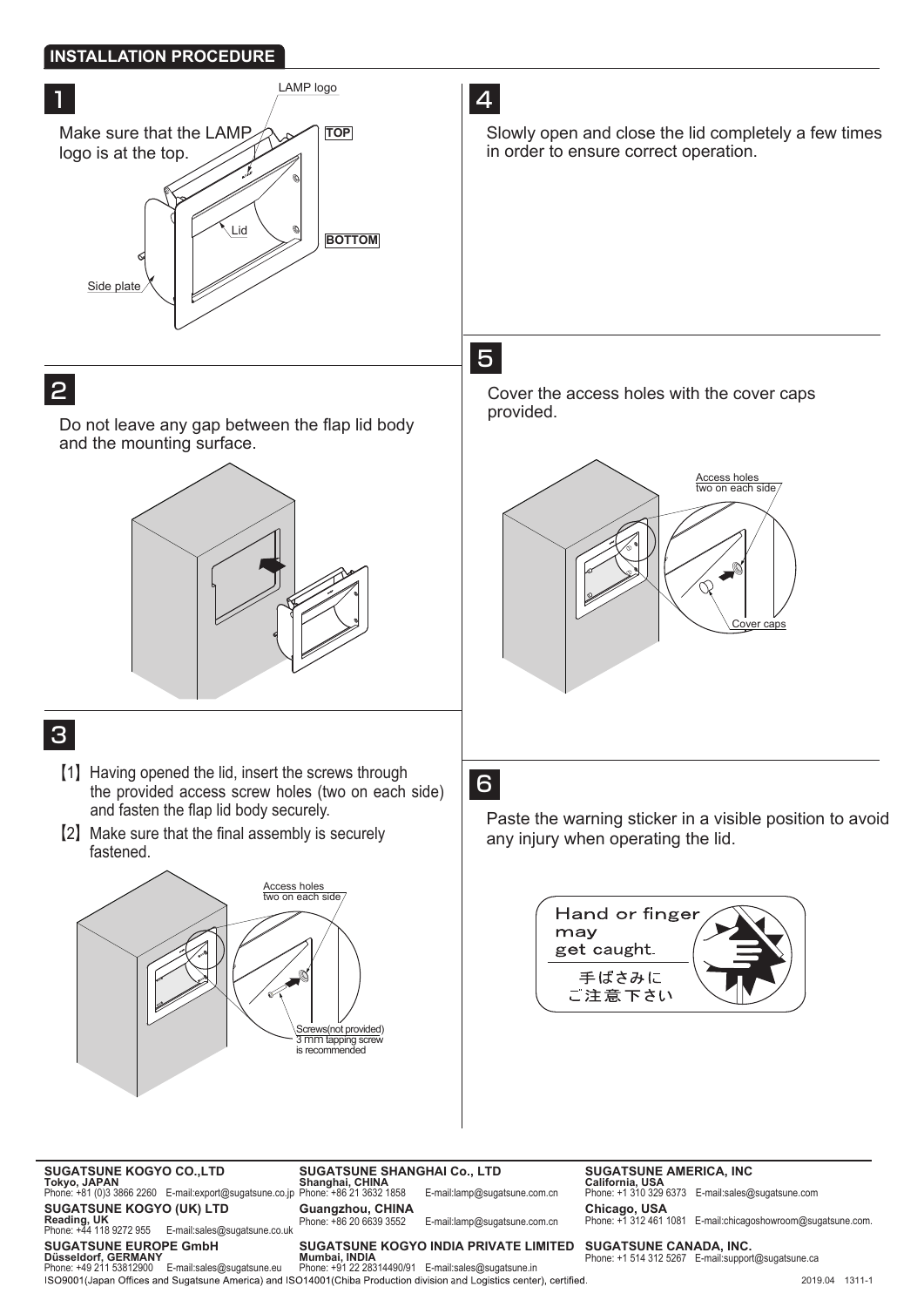## INSTALLATION PROCEDURE

### 1

Make sure that the LAMP logo is at the top.

LAMP logo

TOP

Lid

BOTTOM

Side plate

### 2

Do not leave any gap between the flap lid body and the mounting surface.

### 3

【1】Having opened the lid, insert the screws through the provided access screw holes (two on each side) and fasten the flap lid body securely.

【2】Make sure that the final assembly is securely fastened.

Access holes
two on each side

Screws(not provided)
3 mm tapping screw is recommended

### 4

Slowly open and close the lid completely a few times in order to ensure correct operation.

### 5

Cover the access holes with the cover caps provided.

Access holes
two on each side

Cover caps

### 6

Paste the warning sticker in a visible position to avoid any injury when operating the lid.

Hand or finger may get caught.
手ばさみに
ご注意下さい

---

**SUGATSUNE KOGYO CO.,LTD**
**Tokyo, JAPAN**
Phone: +81 (0)3 3866 2260 E-mail:export@sugatsune.co.jp

**SUGATSUNE KOGYO (UK) LTD**
**Reading, UK**
Phone: +44 118 9272 955 E-mail:sales@sugatsune.co.uk

**SUGATSUNE EUROPE GmbH**
**Düsseldorf, GERMANY**
Phone: +49 211 53812900 E-mail:sales@sugatsune.eu

**SUGATSUNE SHANGHAI Co., LTD**
**Shanghai, CHINA**
Phone: +86 21 3632 1858 E-mail:lamp@sugatsune.com.cn

**Guangzhou, CHINA**
Phone: +86 20 6639 3552 E-mail:lamp@sugatsune.com.cn

**SUGATSUNE KOGYO INDIA PRIVATE LIMITED**
**Mumbai, INDIA**
Phone: +91 22 28314490/91 E-mail:sales@sugatsune.in

**SUGATSUNE AMERICA, INC**
**California, USA**
Phone: +1 310 329 6373 E-mail:sales@sugatsune.com

**Chicago, USA**
Phone: +1 312 461 1081 E-mail:chicagoshowroom@sugatsune.com.

**SUGATSUNE CANADA, INC.**
Phone: +1 514 312 5267 E-mail:support@sugatsune.ca

ISO9001(Japan Offices and Sugatsune America) and ISO14001(Chiba Production division and Logistics center), certified.

2019.04 1311-1